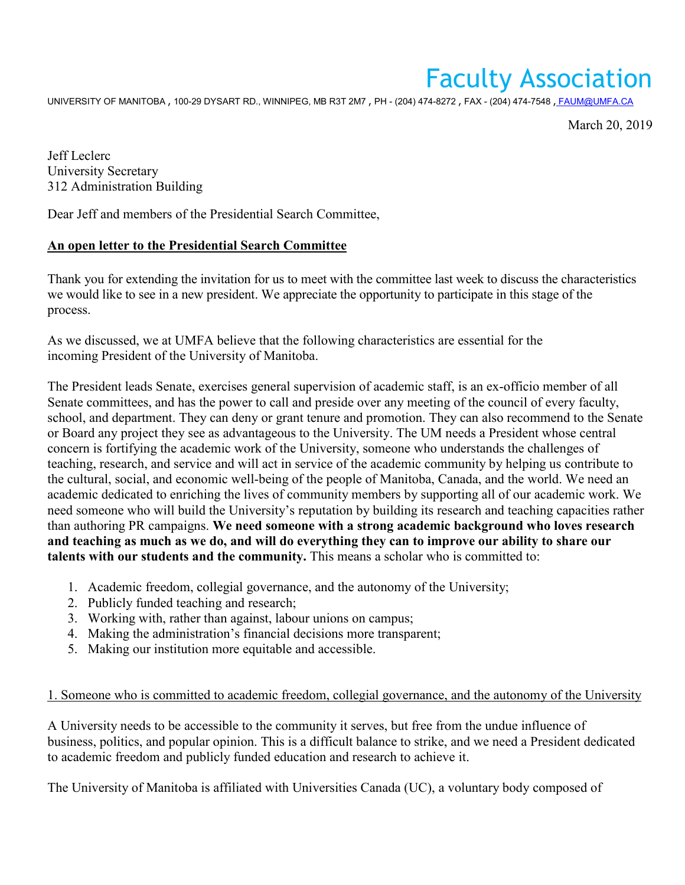# Faculty Association

UNIVERSITY OF MANITOBA , 100-29 DYSART RD., WINNIPEG, MB R3T 2M7 , PH - (204) 474-8272 , FAX - (204) 474-7548 , FAUM@UMFA.CA

March 20, 2019

Jeff Leclerc
University Secretary
312 Administration Building

Dear Jeff and members of the Presidential Search Committee,

**An open letter to the Presidential Search Committee**

Thank you for extending the invitation for us to meet with the committee last week to discuss the characteristics we would like to see in a new president. We appreciate the opportunity to participate in this stage of the process.

As we discussed, we at UMFA believe that the following characteristics are essential for the incoming President of the University of Manitoba.

The President leads Senate, exercises general supervision of academic staff, is an ex-officio member of all Senate committees, and has the power to call and preside over any meeting of the council of every faculty, school, and department. They can deny or grant tenure and promotion. They can also recommend to the Senate or Board any project they see as advantageous to the University. The UM needs a President whose central concern is fortifying the academic work of the University, someone who understands the challenges of teaching, research, and service and will act in service of the academic community by helping us contribute to the cultural, social, and economic well-being of the people of Manitoba, Canada, and the world. We need an academic dedicated to enriching the lives of community members by supporting all of our academic work. We need someone who will build the University's reputation by building its research and teaching capacities rather than authoring PR campaigns. **We need someone with a strong academic background who loves research and teaching as much as we do, and will do everything they can to improve our ability to share our talents with our students and the community.** This means a scholar who is committed to:

1. Academic freedom, collegial governance, and the autonomy of the University;
2. Publicly funded teaching and research;
3. Working with, rather than against, labour unions on campus;
4. Making the administration's financial decisions more transparent;
5. Making our institution more equitable and accessible.

## 1. Someone who is committed to academic freedom, collegial governance, and the autonomy of the University

A University needs to be accessible to the community it serves, but free from the undue influence of business, politics, and popular opinion. This is a difficult balance to strike, and we need a President dedicated to academic freedom and publicly funded education and research to achieve it.

The University of Manitoba is affiliated with Universities Canada (UC), a voluntary body composed of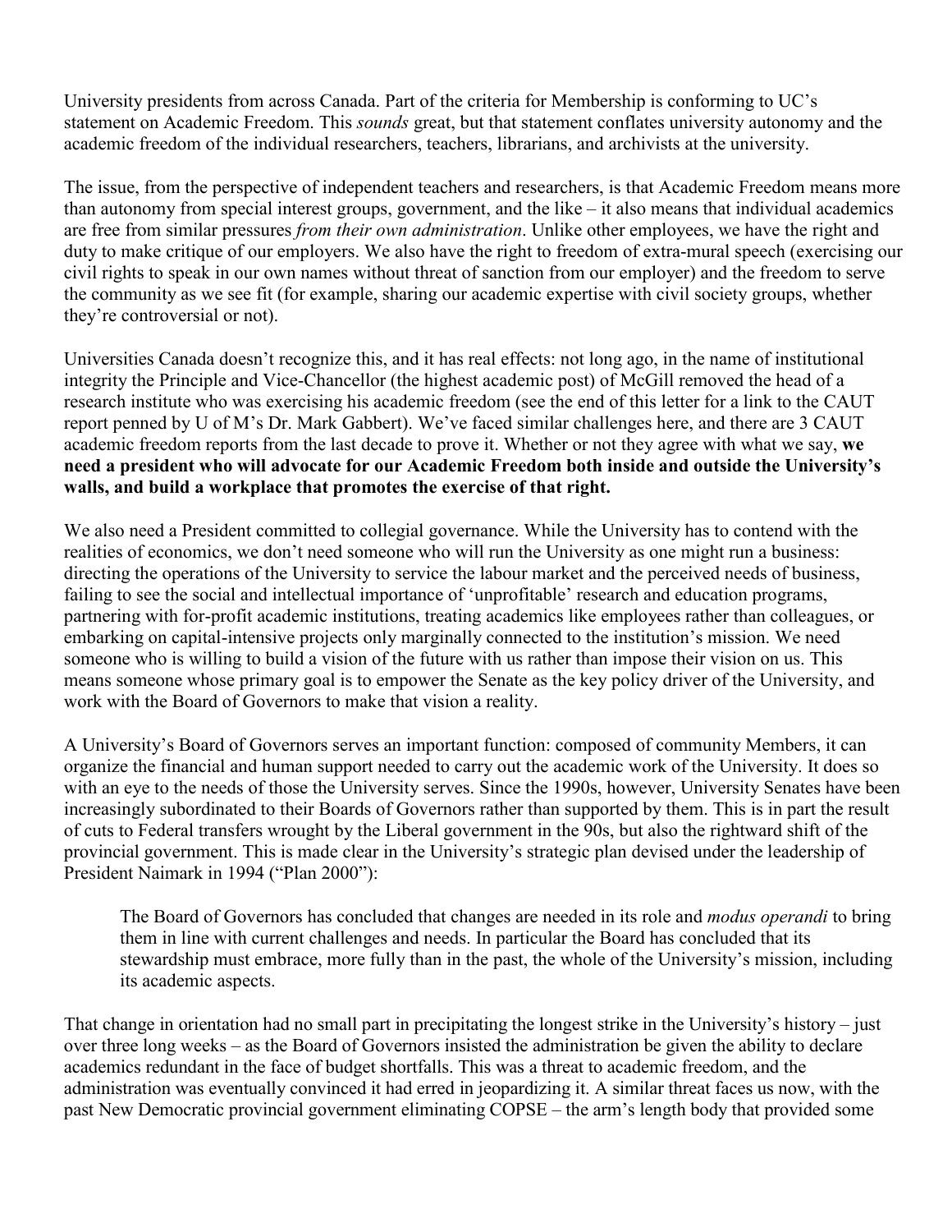University presidents from across Canada. Part of the criteria for Membership is conforming to UC's statement on Academic Freedom. This *sounds* great, but that statement conflates university autonomy and the academic freedom of the individual researchers, teachers, librarians, and archivists at the university.

The issue, from the perspective of independent teachers and researchers, is that Academic Freedom means more than autonomy from special interest groups, government, and the like – it also means that individual academics are free from similar pressures *from their own administration*. Unlike other employees, we have the right and duty to make critique of our employers. We also have the right to freedom of extra-mural speech (exercising our civil rights to speak in our own names without threat of sanction from our employer) and the freedom to serve the community as we see fit (for example, sharing our academic expertise with civil society groups, whether they're controversial or not).

Universities Canada doesn't recognize this, and it has real effects: not long ago, in the name of institutional integrity the Principle and Vice-Chancellor (the highest academic post) of McGill removed the head of a research institute who was exercising his academic freedom (see the end of this letter for a link to the CAUT report penned by U of M's Dr. Mark Gabbert). We've faced similar challenges here, and there are 3 CAUT academic freedom reports from the last decade to prove it. Whether or not they agree with what we say, **we need a president who will advocate for our Academic Freedom both inside and outside the University's walls, and build a workplace that promotes the exercise of that right.**

We also need a President committed to collegial governance. While the University has to contend with the realities of economics, we don't need someone who will run the University as one might run a business: directing the operations of the University to service the labour market and the perceived needs of business, failing to see the social and intellectual importance of 'unprofitable' research and education programs, partnering with for-profit academic institutions, treating academics like employees rather than colleagues, or embarking on capital-intensive projects only marginally connected to the institution's mission. We need someone who is willing to build a vision of the future with us rather than impose their vision on us. This means someone whose primary goal is to empower the Senate as the key policy driver of the University, and work with the Board of Governors to make that vision a reality.

A University's Board of Governors serves an important function: composed of community Members, it can organize the financial and human support needed to carry out the academic work of the University. It does so with an eye to the needs of those the University serves. Since the 1990s, however, University Senates have been increasingly subordinated to their Boards of Governors rather than supported by them. This is in part the result of cuts to Federal transfers wrought by the Liberal government in the 90s, but also the rightward shift of the provincial government. This is made clear in the University's strategic plan devised under the leadership of President Naimark in 1994 ("Plan 2000"):

> The Board of Governors has concluded that changes are needed in its role and *modus operandi* to bring them in line with current challenges and needs. In particular the Board has concluded that its stewardship must embrace, more fully than in the past, the whole of the University's mission, including its academic aspects.

That change in orientation had no small part in precipitating the longest strike in the University's history – just over three long weeks – as the Board of Governors insisted the administration be given the ability to declare academics redundant in the face of budget shortfalls. This was a threat to academic freedom, and the administration was eventually convinced it had erred in jeopardizing it. A similar threat faces us now, with the past New Democratic provincial government eliminating COPSE – the arm's length body that provided some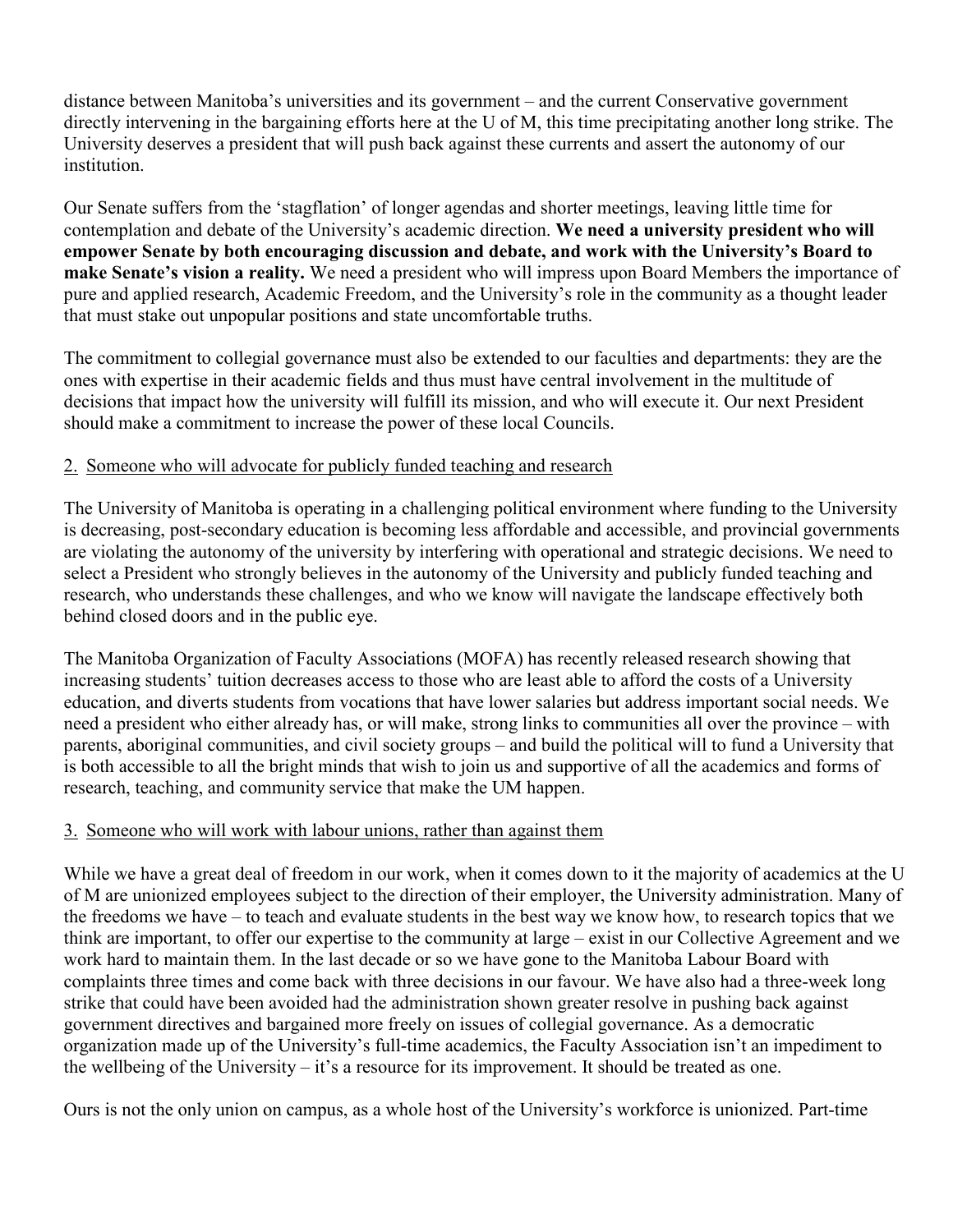distance between Manitoba's universities and its government – and the current Conservative government directly intervening in the bargaining efforts here at the U of M, this time precipitating another long strike. The University deserves a president that will push back against these currents and assert the autonomy of our institution.

Our Senate suffers from the 'stagflation' of longer agendas and shorter meetings, leaving little time for contemplation and debate of the University's academic direction. **We need a university president who will empower Senate by both encouraging discussion and debate, and work with the University's Board to make Senate's vision a reality.** We need a president who will impress upon Board Members the importance of pure and applied research, Academic Freedom, and the University's role in the community as a thought leader that must stake out unpopular positions and state uncomfortable truths.

The commitment to collegial governance must also be extended to our faculties and departments: they are the ones with expertise in their academic fields and thus must have central involvement in the multitude of decisions that impact how the university will fulfill its mission, and who will execute it. Our next President should make a commitment to increase the power of these local Councils.

2. Someone who will advocate for publicly funded teaching and research

The University of Manitoba is operating in a challenging political environment where funding to the University is decreasing, post-secondary education is becoming less affordable and accessible, and provincial governments are violating the autonomy of the university by interfering with operational and strategic decisions. We need to select a President who strongly believes in the autonomy of the University and publicly funded teaching and research, who understands these challenges, and who we know will navigate the landscape effectively both behind closed doors and in the public eye.

The Manitoba Organization of Faculty Associations (MOFA) has recently released research showing that increasing students' tuition decreases access to those who are least able to afford the costs of a University education, and diverts students from vocations that have lower salaries but address important social needs. We need a president who either already has, or will make, strong links to communities all over the province – with parents, aboriginal communities, and civil society groups – and build the political will to fund a University that is both accessible to all the bright minds that wish to join us and supportive of all the academics and forms of research, teaching, and community service that make the UM happen.

3. Someone who will work with labour unions, rather than against them

While we have a great deal of freedom in our work, when it comes down to it the majority of academics at the U of M are unionized employees subject to the direction of their employer, the University administration. Many of the freedoms we have – to teach and evaluate students in the best way we know how, to research topics that we think are important, to offer our expertise to the community at large – exist in our Collective Agreement and we work hard to maintain them. In the last decade or so we have gone to the Manitoba Labour Board with complaints three times and come back with three decisions in our favour. We have also had a three-week long strike that could have been avoided had the administration shown greater resolve in pushing back against government directives and bargained more freely on issues of collegial governance. As a democratic organization made up of the University's full-time academics, the Faculty Association isn't an impediment to the wellbeing of the University – it's a resource for its improvement. It should be treated as one.

Ours is not the only union on campus, as a whole host of the University's workforce is unionized. Part-time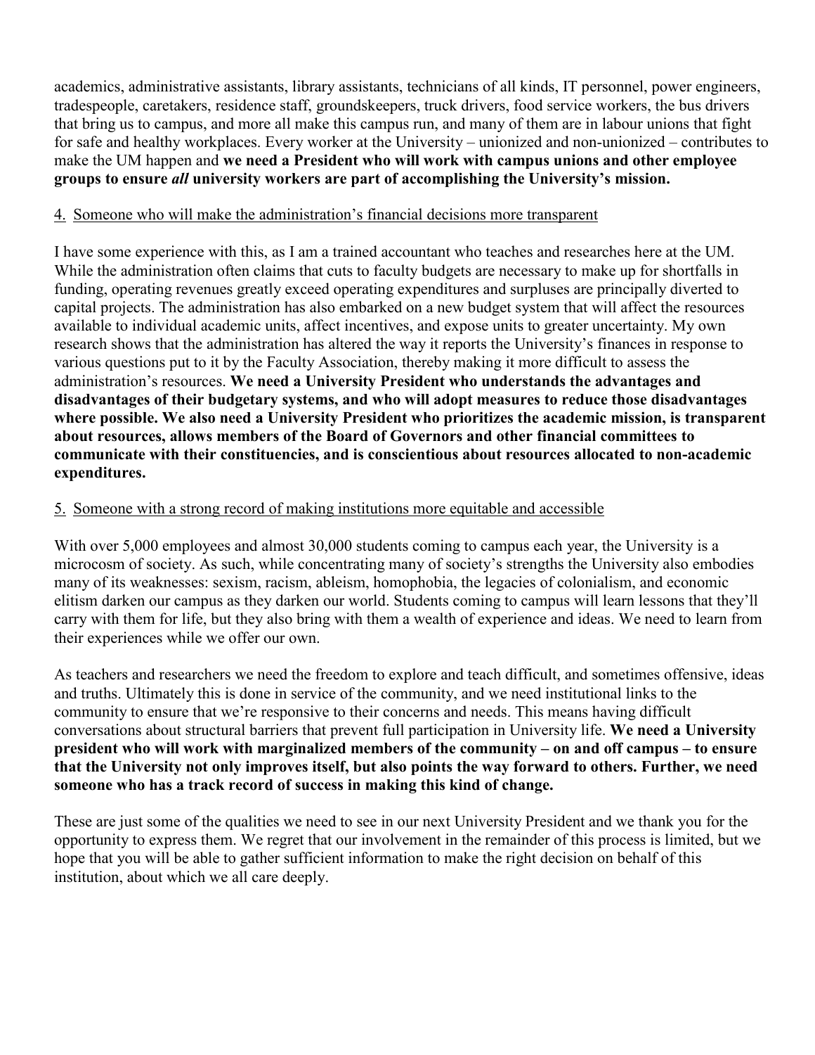academics, administrative assistants, library assistants, technicians of all kinds, IT personnel, power engineers, tradespeople, caretakers, residence staff, groundskeepers, truck drivers, food service workers, the bus drivers that bring us to campus, and more all make this campus run, and many of them are in labour unions that fight for safe and healthy workplaces. Every worker at the University – unionized and non-unionized – contributes to make the UM happen and **we need a President who will work with campus unions and other employee groups to ensure *all* university workers are part of accomplishing the University's mission.**

4. <u>Someone who will make the administration's financial decisions more transparent</u>

I have some experience with this, as I am a trained accountant who teaches and researches here at the UM. While the administration often claims that cuts to faculty budgets are necessary to make up for shortfalls in funding, operating revenues greatly exceed operating expenditures and surpluses are principally diverted to capital projects. The administration has also embarked on a new budget system that will affect the resources available to individual academic units, affect incentives, and expose units to greater uncertainty. My own research shows that the administration has altered the way it reports the University's finances in response to various questions put to it by the Faculty Association, thereby making it more difficult to assess the administration's resources. **We need a University President who understands the advantages and disadvantages of their budgetary systems, and who will adopt measures to reduce those disadvantages where possible. We also need a University President who prioritizes the academic mission, is transparent about resources, allows members of the Board of Governors and other financial committees to communicate with their constituencies, and is conscientious about resources allocated to non-academic expenditures.**

5. <u>Someone with a strong record of making institutions more equitable and accessible</u>

With over 5,000 employees and almost 30,000 students coming to campus each year, the University is a microcosm of society. As such, while concentrating many of society's strengths the University also embodies many of its weaknesses: sexism, racism, ableism, homophobia, the legacies of colonialism, and economic elitism darken our campus as they darken our world. Students coming to campus will learn lessons that they'll carry with them for life, but they also bring with them a wealth of experience and ideas. We need to learn from their experiences while we offer our own.

As teachers and researchers we need the freedom to explore and teach difficult, and sometimes offensive, ideas and truths. Ultimately this is done in service of the community, and we need institutional links to the community to ensure that we're responsive to their concerns and needs. This means having difficult conversations about structural barriers that prevent full participation in University life. **We need a University president who will work with marginalized members of the community – on and off campus – to ensure that the University not only improves itself, but also points the way forward to others. Further, we need someone who has a track record of success in making this kind of change.**

These are just some of the qualities we need to see in our next University President and we thank you for the opportunity to express them. We regret that our involvement in the remainder of this process is limited, but we hope that you will be able to gather sufficient information to make the right decision on behalf of this institution, about which we all care deeply.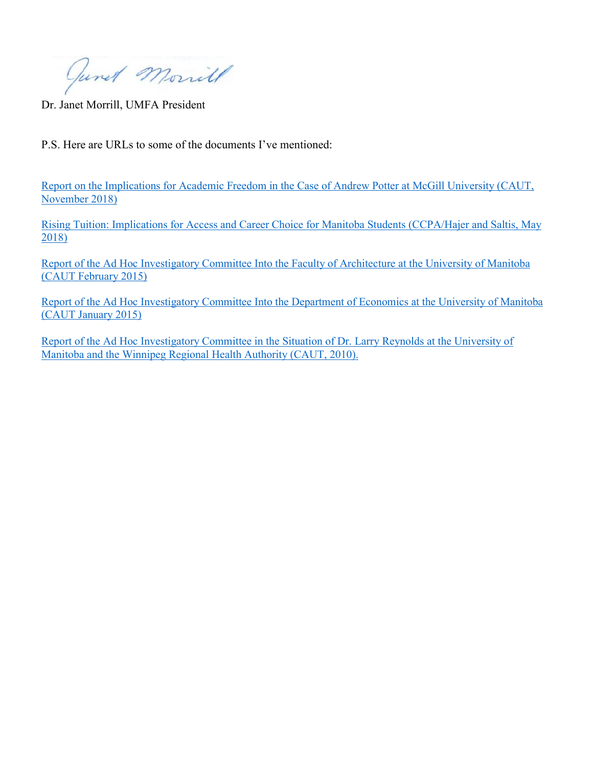Dr. Janet Morrill, UMFA President

P.S. Here are URLs to some of the documents I've mentioned:

Report on the Implications for Academic Freedom in the Case of Andrew Potter at McGill University (CAUT, November 2018)

Rising Tuition: Implications for Access and Career Choice for Manitoba Students (CCPA/Hajer and Saltis, May 2018)

Report of the Ad Hoc Investigatory Committee Into the Faculty of Architecture at the University of Manitoba (CAUT February 2015)

Report of the Ad Hoc Investigatory Committee Into the Department of Economics at the University of Manitoba (CAUT January 2015)

Report of the Ad Hoc Investigatory Committee in the Situation of Dr. Larry Reynolds at the University of Manitoba and the Winnipeg Regional Health Authority (CAUT, 2010).